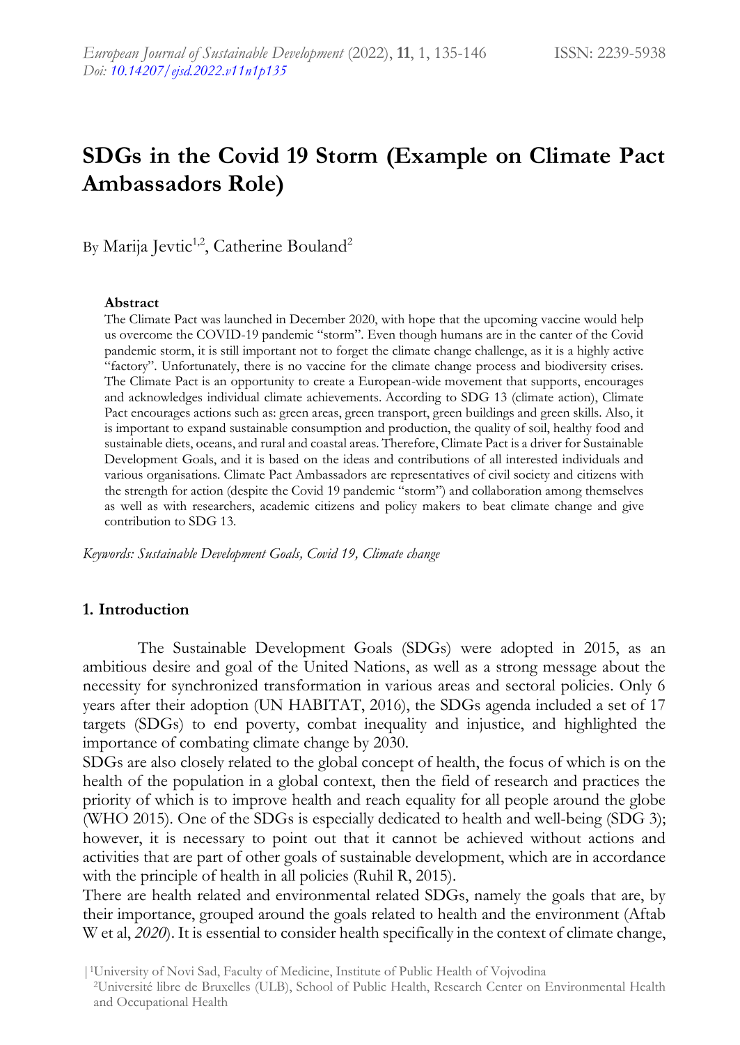# SDGs in the Covid 19 Storm (Example on Climate Pact Ambassadors Role)

By Marija Jevtic[1,2], Catherine Bouland[2]

### Abstract

The Climate Pact was launched in December 2020, with hope that the upcoming vaccine would help us overcome the COVID-19 pandemic "storm". Even though humans are in the canter of the Covid pandemic storm, it is still important not to forget the climate change challenge, as it is a highly active "factory". Unfortunately, there is no vaccine for the climate change process and biodiversity crises. The Climate Pact is an opportunity to create a European-wide movement that supports, encourages and acknowledges individual climate achievements. According to SDG 13 (climate action), Climate Pact encourages actions such as: green areas, green transport, green buildings and green skills. Also, it is important to expand sustainable consumption and production, the quality of soil, healthy food and sustainable diets, oceans, and rural and coastal areas. Therefore, Climate Pact is a driver for Sustainable Development Goals, and it is based on the ideas and contributions of all interested individuals and various organisations. Climate Pact Ambassadors are representatives of civil society and citizens with the strength for action (despite the Covid 19 pandemic "storm") and collaboration among themselves as well as with researchers, academic citizens and policy makers to beat climate change and give contribution to SDG 13.

*Keywords: Sustainable Development Goals, Covid 19, Climate change*

## 1. Introduction

The Sustainable Development Goals (SDGs) were adopted in 2015, as an ambitious desire and goal of the United Nations, as well as a strong message about the necessity for synchronized transformation in various areas and sectoral policies. Only 6 years after their adoption (UN HABITAT, 2016), the SDGs agenda included a set of 17 targets (SDGs) to end poverty, combat inequality and injustice, and highlighted the importance of combating climate change by 2030.

SDGs are also closely related to the global concept of health, the focus of which is on the health of the population in a global context, then the field of research and practices the priority of which is to improve health and reach equality for all people around the globe (WHO 2015). One of the SDGs is especially dedicated to health and well-being (SDG 3); however, it is necessary to point out that it cannot be achieved without actions and activities that are part of other goals of sustainable development, which are in accordance with the principle of health in all policies (Ruhil R, 2015).

There are health related and environmental related SDGs, namely the goals that are, by their importance, grouped around the goals related to health and the environment (Aftab W et al, *2020*). It is essential to consider health specifically in the context of climate change,

[1]University of Novi Sad, Faculty of Medicine, Institute of Public Health of Vojvodina
[2]Université libre de Bruxelles (ULB), School of Public Health, Research Center on Environmental Health and Occupational Health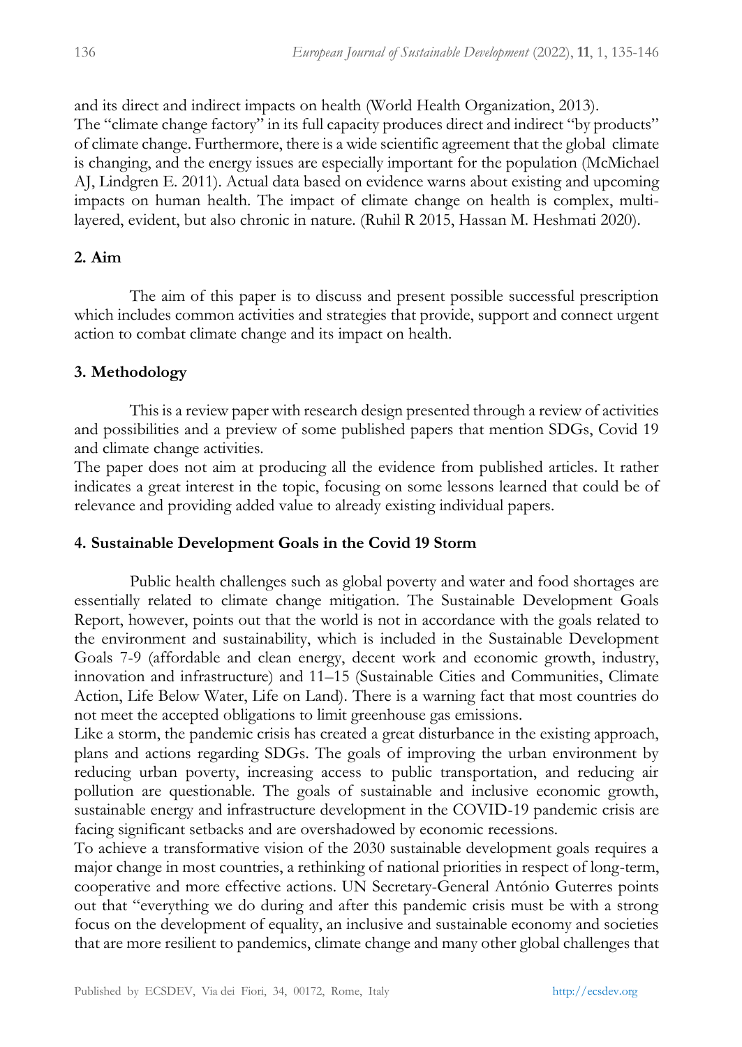and its direct and indirect impacts on health (World Health Organization, 2013).
The "climate change factory" in its full capacity produces direct and indirect "by products" of climate change. Furthermore, there is a wide scientific agreement that the global climate is changing, and the energy issues are especially important for the population (McMichael AJ, Lindgren E. 2011). Actual data based on evidence warns about existing and upcoming impacts on human health. The impact of climate change on health is complex, multi-layered, evident, but also chronic in nature. (Ruhil R 2015, Hassan M. Heshmati 2020).

## 2. Aim

The aim of this paper is to discuss and present possible successful prescription which includes common activities and strategies that provide, support and connect urgent action to combat climate change and its impact on health.

## 3. Methodology

This is a review paper with research design presented through a review of activities and possibilities and a preview of some published papers that mention SDGs, Covid 19 and climate change activities.
The paper does not aim at producing all the evidence from published articles. It rather indicates a great interest in the topic, focusing on some lessons learned that could be of relevance and providing added value to already existing individual papers.

## 4. Sustainable Development Goals in the Covid 19 Storm

Public health challenges such as global poverty and water and food shortages are essentially related to climate change mitigation. The Sustainable Development Goals Report, however, points out that the world is not in accordance with the goals related to the environment and sustainability, which is included in the Sustainable Development Goals 7-9 (affordable and clean energy, decent work and economic growth, industry, innovation and infrastructure) and 11–15 (Sustainable Cities and Communities, Climate Action, Life Below Water, Life on Land). There is a warning fact that most countries do not meet the accepted obligations to limit greenhouse gas emissions.
Like a storm, the pandemic crisis has created a great disturbance in the existing approach, plans and actions regarding SDGs. The goals of improving the urban environment by reducing urban poverty, increasing access to public transportation, and reducing air pollution are questionable. The goals of sustainable and inclusive economic growth, sustainable energy and infrastructure development in the COVID-19 pandemic crisis are facing significant setbacks and are overshadowed by economic recessions.
To achieve a transformative vision of the 2030 sustainable development goals requires a major change in most countries, a rethinking of national priorities in respect of long-term, cooperative and more effective actions. UN Secretary-General António Guterres points out that "everything we do during and after this pandemic crisis must be with a strong focus on the development of equality, an inclusive and sustainable economy and societies that are more resilient to pandemics, climate change and many other global challenges that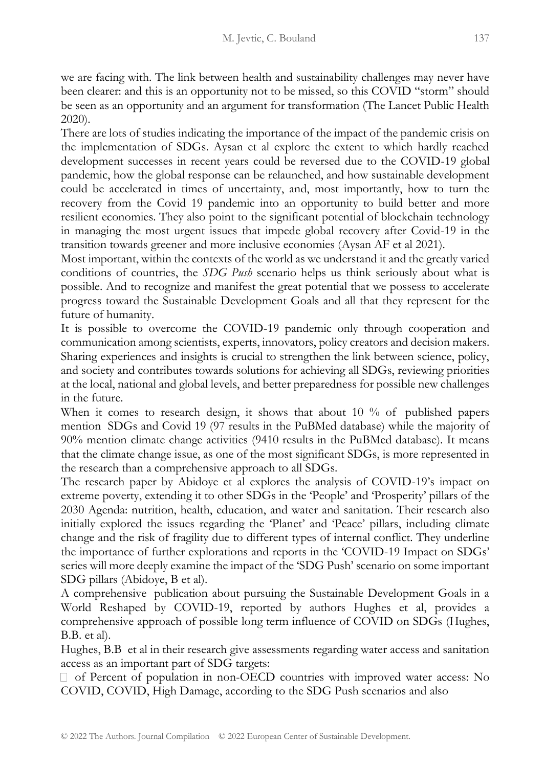we are facing with. The link between health and sustainability challenges may never have been clearer: and this is an opportunity not to be missed, so this COVID "storm" should be seen as an opportunity and an argument for transformation (The Lancet Public Health 2020).

There are lots of studies indicating the importance of the impact of the pandemic crisis on the implementation of SDGs. Aysan et al explore the extent to which hardly reached development successes in recent years could be reversed due to the COVID-19 global pandemic, how the global response can be relaunched, and how sustainable development could be accelerated in times of uncertainty, and, most importantly, how to turn the recovery from the Covid 19 pandemic into an opportunity to build better and more resilient economies. They also point to the significant potential of blockchain technology in managing the most urgent issues that impede global recovery after Covid-19 in the transition towards greener and more inclusive economies (Aysan AF et al 2021).

Most important, within the contexts of the world as we understand it and the greatly varied conditions of countries, the *SDG Push* scenario helps us think seriously about what is possible. And to recognize and manifest the great potential that we possess to accelerate progress toward the Sustainable Development Goals and all that they represent for the future of humanity.

It is possible to overcome the COVID-19 pandemic only through cooperation and communication among scientists, experts, innovators, policy creators and decision makers. Sharing experiences and insights is crucial to strengthen the link between science, policy, and society and contributes towards solutions for achieving all SDGs, reviewing priorities at the local, national and global levels, and better preparedness for possible new challenges in the future.

When it comes to research design, it shows that about 10 % of published papers mention SDGs and Covid 19 (97 results in the PuBMed database) while the majority of 90% mention climate change activities (9410 results in the PuBMed database). It means that the climate change issue, as one of the most significant SDGs, is more represented in the research than a comprehensive approach to all SDGs.

The research paper by Abidoye et al explores the analysis of COVID-19's impact on extreme poverty, extending it to other SDGs in the 'People' and 'Prosperity' pillars of the 2030 Agenda: nutrition, health, education, and water and sanitation. Their research also initially explored the issues regarding the 'Planet' and 'Peace' pillars, including climate change and the risk of fragility due to different types of internal conflict. They underline the importance of further explorations and reports in the 'COVID-19 Impact on SDGs' series will more deeply examine the impact of the 'SDG Push' scenario on some important SDG pillars (Abidoye, B et al).

A comprehensive publication about pursuing the Sustainable Development Goals in a World Reshaped by COVID-19, reported by authors Hughes et al, provides a comprehensive approach of possible long term influence of COVID on SDGs (Hughes, B.B. et al).

Hughes, B.B et al in their research give assessments regarding water access and sanitation access as an important part of SDG targets:

- of Percent of population in non-OECD countries with improved water access: No COVID, COVID, High Damage, according to the SDG Push scenarios and also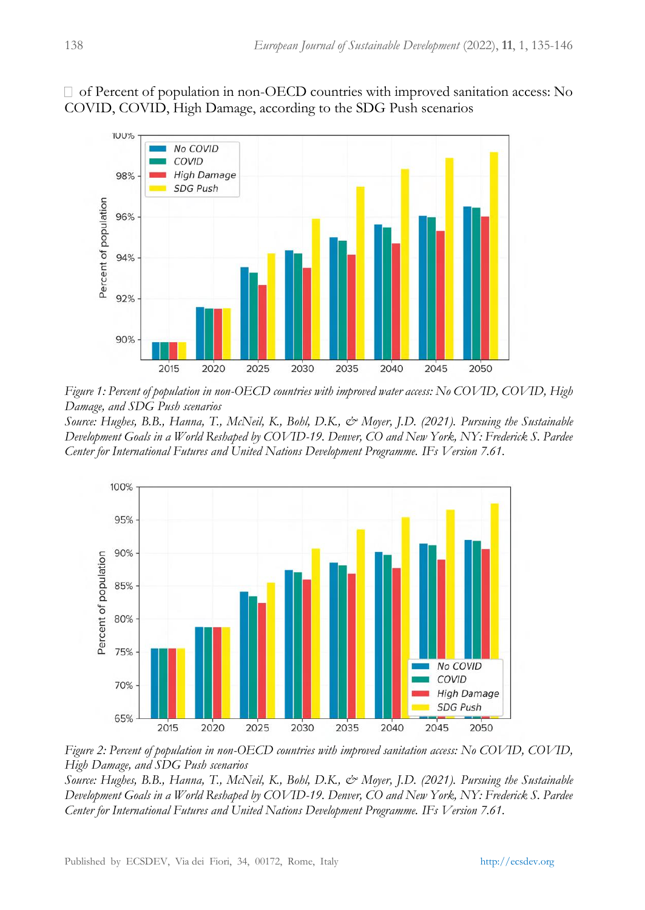of Percent of population in non-OECD countries with improved sanitation access: No COVID, COVID, High Damage, according to the SDG Push scenarios

*Figure 1: Percent of population in non-OECD countries with improved water access: No COVID, COVID, High Damage, and SDG Push scenarios*

*Source: Hughes, B.B., Hanna, T., McNeil, K., Bohl, D.K., & Moyer, J.D. (2021). Pursuing the Sustainable Development Goals in a World Reshaped by COVID-19. Denver, CO and New York, NY: Frederick S. Pardee Center for International Futures and United Nations Development Programme. IFs Version 7.61.*

*Figure 2: Percent of population in non-OECD countries with improved sanitation access: No COVID, COVID, High Damage, and SDG Push scenarios*

*Source: Hughes, B.B., Hanna, T., McNeil, K., Bohl, D.K., & Moyer, J.D. (2021). Pursuing the Sustainable Development Goals in a World Reshaped by COVID-19. Denver, CO and New York, NY: Frederick S. Pardee Center for International Futures and United Nations Development Programme. IFs Version 7.61.*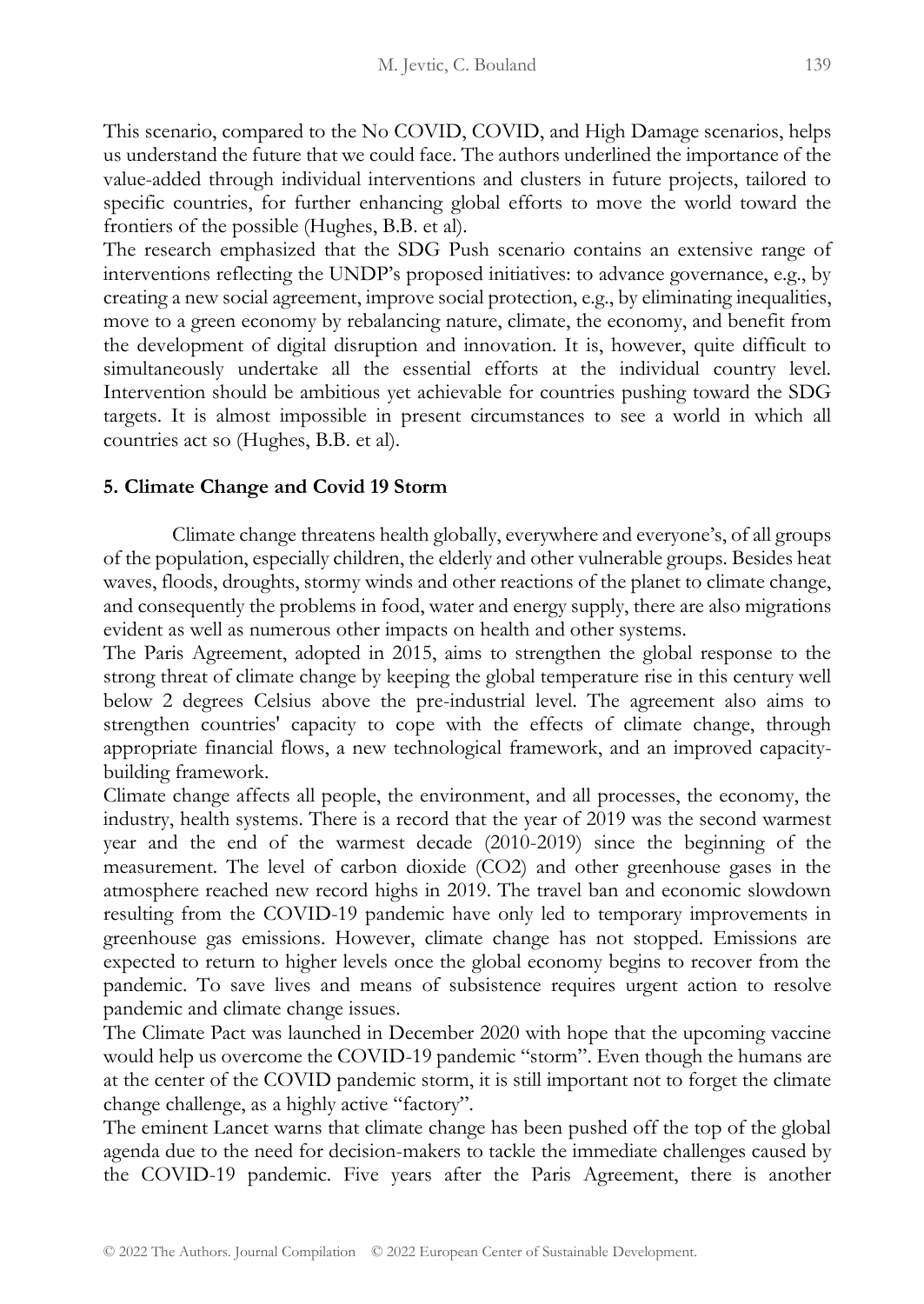This scenario, compared to the No COVID, COVID, and High Damage scenarios, helps us understand the future that we could face. The authors underlined the importance of the value-added through individual interventions and clusters in future projects, tailored to specific countries, for further enhancing global efforts to move the world toward the frontiers of the possible (Hughes, B.B. et al).

The research emphasized that the SDG Push scenario contains an extensive range of interventions reflecting the UNDP's proposed initiatives: to advance governance, e.g., by creating a new social agreement, improve social protection, e.g., by eliminating inequalities, move to a green economy by rebalancing nature, climate, the economy, and benefit from the development of digital disruption and innovation. It is, however, quite difficult to simultaneously undertake all the essential efforts at the individual country level. Intervention should be ambitious yet achievable for countries pushing toward the SDG targets. It is almost impossible in present circumstances to see a world in which all countries act so (Hughes, B.B. et al).

## 5. Climate Change and Covid 19 Storm

Climate change threatens health globally, everywhere and everyone's, of all groups of the population, especially children, the elderly and other vulnerable groups. Besides heat waves, floods, droughts, stormy winds and other reactions of the planet to climate change, and consequently the problems in food, water and energy supply, there are also migrations evident as well as numerous other impacts on health and other systems.

The Paris Agreement, adopted in 2015, aims to strengthen the global response to the strong threat of climate change by keeping the global temperature rise in this century well below 2 degrees Celsius above the pre-industrial level. The agreement also aims to strengthen countries' capacity to cope with the effects of climate change, through appropriate financial flows, a new technological framework, and an improved capacity-building framework.

Climate change affects all people, the environment, and all processes, the economy, the industry, health systems. There is a record that the year of 2019 was the second warmest year and the end of the warmest decade (2010-2019) since the beginning of the measurement. The level of carbon dioxide ($CO_2$) and other greenhouse gases in the atmosphere reached new record highs in 2019. The travel ban and economic slowdown resulting from the COVID-19 pandemic have only led to temporary improvements in greenhouse gas emissions. However, climate change has not stopped. Emissions are expected to return to higher levels once the global economy begins to recover from the pandemic. To save lives and means of subsistence requires urgent action to resolve pandemic and climate change issues.

The Climate Pact was launched in December 2020 with hope that the upcoming vaccine would help us overcome the COVID-19 pandemic "storm". Even though the humans are at the center of the COVID pandemic storm, it is still important not to forget the climate change challenge, as a highly active "factory".

The eminent Lancet warns that climate change has been pushed off the top of the global agenda due to the need for decision-makers to tackle the immediate challenges caused by the COVID-19 pandemic. Five years after the Paris Agreement, there is another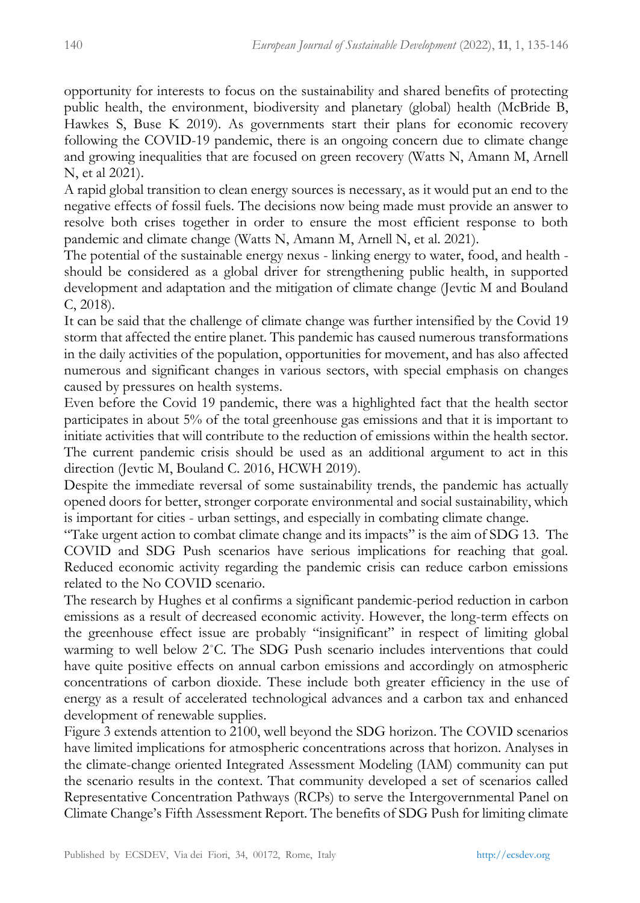opportunity for interests to focus on the sustainability and shared benefits of protecting public health, the environment, biodiversity and planetary (global) health (McBride B, Hawkes S, Buse K 2019). As governments start their plans for economic recovery following the COVID-19 pandemic, there is an ongoing concern due to climate change and growing inequalities that are focused on green recovery (Watts N, Amann M, Arnell N, et al 2021).

A rapid global transition to clean energy sources is necessary, as it would put an end to the negative effects of fossil fuels. The decisions now being made must provide an answer to resolve both crises together in order to ensure the most efficient response to both pandemic and climate change (Watts N, Amann M, Arnell N, et al. 2021).

The potential of the sustainable energy nexus - linking energy to water, food, and health - should be considered as a global driver for strengthening public health, in supported development and adaptation and the mitigation of climate change (Jevtic M and Bouland C, 2018).

It can be said that the challenge of climate change was further intensified by the Covid 19 storm that affected the entire planet. This pandemic has caused numerous transformations in the daily activities of the population, opportunities for movement, and has also affected numerous and significant changes in various sectors, with special emphasis on changes caused by pressures on health systems.

Even before the Covid 19 pandemic, there was a highlighted fact that the health sector participates in about 5% of the total greenhouse gas emissions and that it is important to initiate activities that will contribute to the reduction of emissions within the health sector. The current pandemic crisis should be used as an additional argument to act in this direction (Jevtic M, Bouland C. 2016, HCWH 2019).

Despite the immediate reversal of some sustainability trends, the pandemic has actually opened doors for better, stronger corporate environmental and social sustainability, which is important for cities - urban settings, and especially in combating climate change.

"Take urgent action to combat climate change and its impacts" is the aim of SDG 13. The COVID and SDG Push scenarios have serious implications for reaching that goal. Reduced economic activity regarding the pandemic crisis can reduce carbon emissions related to the No COVID scenario.

The research by Hughes et al confirms a significant pandemic-period reduction in carbon emissions as a result of decreased economic activity. However, the long-term effects on the greenhouse effect issue are probably "insignificant" in respect of limiting global warming to well below 2°C. The SDG Push scenario includes interventions that could have quite positive effects on annual carbon emissions and accordingly on atmospheric concentrations of carbon dioxide. These include both greater efficiency in the use of energy as a result of accelerated technological advances and a carbon tax and enhanced development of renewable supplies.

Figure 3 extends attention to 2100, well beyond the SDG horizon. The COVID scenarios have limited implications for atmospheric concentrations across that horizon. Analyses in the climate-change oriented Integrated Assessment Modeling (IAM) community can put the scenario results in the context. That community developed a set of scenarios called Representative Concentration Pathways (RCPs) to serve the Intergovernmental Panel on Climate Change's Fifth Assessment Report. The benefits of SDG Push for limiting climate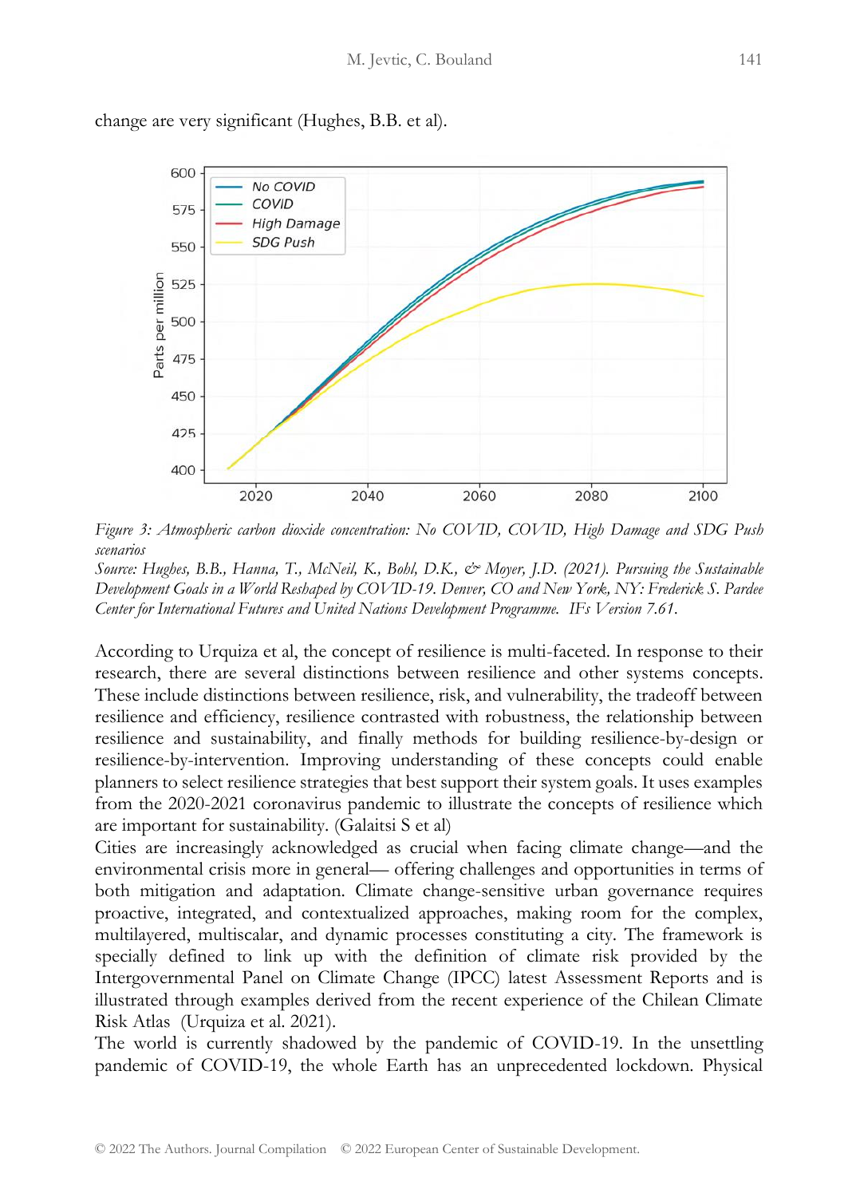change are very significant (Hughes, B.B. et al).

*Figure 3: Atmospheric carbon dioxide concentration: No COVID, COVID, High Damage and SDG Push scenarios*

*Source: Hughes, B.B., Hanna, T., McNeil, K., Bohl, D.K., & Moyer, J.D. (2021). Pursuing the Sustainable Development Goals in a World Reshaped by COVID-19. Denver, CO and New York, NY: Frederick S. Pardee Center for International Futures and United Nations Development Programme. IFs Version 7.61.*

According to Urquiza et al, the concept of resilience is multi-faceted. In response to their research, there are several distinctions between resilience and other systems concepts. These include distinctions between resilience, risk, and vulnerability, the tradeoff between resilience and efficiency, resilience contrasted with robustness, the relationship between resilience and sustainability, and finally methods for building resilience-by-design or resilience-by-intervention. Improving understanding of these concepts could enable planners to select resilience strategies that best support their system goals. It uses examples from the 2020-2021 coronavirus pandemic to illustrate the concepts of resilience which are important for sustainability. (Galaitsi S et al)

Cities are increasingly acknowledged as crucial when facing climate change—and the environmental crisis more in general— offering challenges and opportunities in terms of both mitigation and adaptation. Climate change-sensitive urban governance requires proactive, integrated, and contextualized approaches, making room for the complex, multilayered, multiscalar, and dynamic processes constituting a city. The framework is specially defined to link up with the definition of climate risk provided by the Intergovernmental Panel on Climate Change (IPCC) latest Assessment Reports and is illustrated through examples derived from the recent experience of the Chilean Climate Risk Atlas (Urquiza et al. 2021).

The world is currently shadowed by the pandemic of COVID-19. In the unsettling pandemic of COVID-19, the whole Earth has an unprecedented lockdown. Physical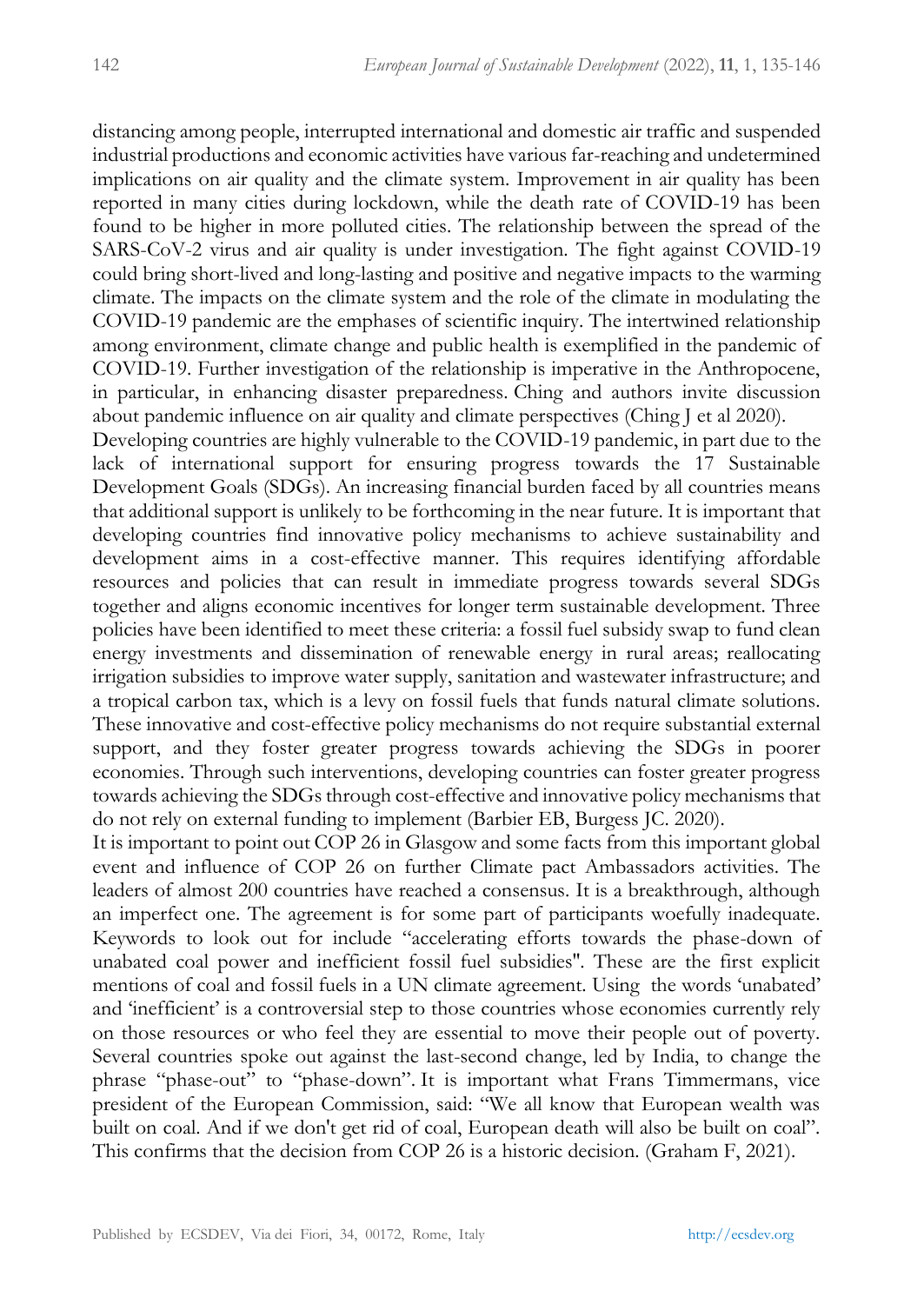distancing among people, interrupted international and domestic air traffic and suspended industrial productions and economic activities have various far-reaching and undetermined implications on air quality and the climate system. Improvement in air quality has been reported in many cities during lockdown, while the death rate of COVID-19 has been found to be higher in more polluted cities. The relationship between the spread of the SARS-CoV-2 virus and air quality is under investigation. The fight against COVID-19 could bring short-lived and long-lasting and positive and negative impacts to the warming climate. The impacts on the climate system and the role of the climate in modulating the COVID-19 pandemic are the emphases of scientific inquiry. The intertwined relationship among environment, climate change and public health is exemplified in the pandemic of COVID-19. Further investigation of the relationship is imperative in the Anthropocene, in particular, in enhancing disaster preparedness. Ching and authors invite discussion about pandemic influence on air quality and climate perspectives (Ching J et al 2020).

Developing countries are highly vulnerable to the COVID-19 pandemic, in part due to the lack of international support for ensuring progress towards the 17 Sustainable Development Goals (SDGs). An increasing financial burden faced by all countries means that additional support is unlikely to be forthcoming in the near future. It is important that developing countries find innovative policy mechanisms to achieve sustainability and development aims in a cost-effective manner. This requires identifying affordable resources and policies that can result in immediate progress towards several SDGs together and aligns economic incentives for longer term sustainable development. Three policies have been identified to meet these criteria: a fossil fuel subsidy swap to fund clean energy investments and dissemination of renewable energy in rural areas; reallocating irrigation subsidies to improve water supply, sanitation and wastewater infrastructure; and a tropical carbon tax, which is a levy on fossil fuels that funds natural climate solutions. These innovative and cost-effective policy mechanisms do not require substantial external support, and they foster greater progress towards achieving the SDGs in poorer economies. Through such interventions, developing countries can foster greater progress towards achieving the SDGs through cost-effective and innovative policy mechanisms that do not rely on external funding to implement (Barbier EB, Burgess JC. 2020).

It is important to point out COP 26 in Glasgow and some facts from this important global event and influence of COP 26 on further Climate pact Ambassadors activities. The leaders of almost 200 countries have reached a consensus. It is a breakthrough, although an imperfect one. The agreement is for some part of participants woefully inadequate. Keywords to look out for include "accelerating efforts towards the phase-down of unabated coal power and inefficient fossil fuel subsidies". These are the first explicit mentions of coal and fossil fuels in a UN climate agreement. Using the words 'unabated' and 'inefficient' is a controversial step to those countries whose economies currently rely on those resources or who feel they are essential to move their people out of poverty. Several countries spoke out against the last-second change, led by India, to change the phrase "phase-out" to "phase-down". It is important what Frans Timmermans, vice president of the European Commission, said: "We all know that European wealth was built on coal. And if we don't get rid of coal, European death will also be built on coal". This confirms that the decision from COP 26 is a historic decision. (Graham F, 2021).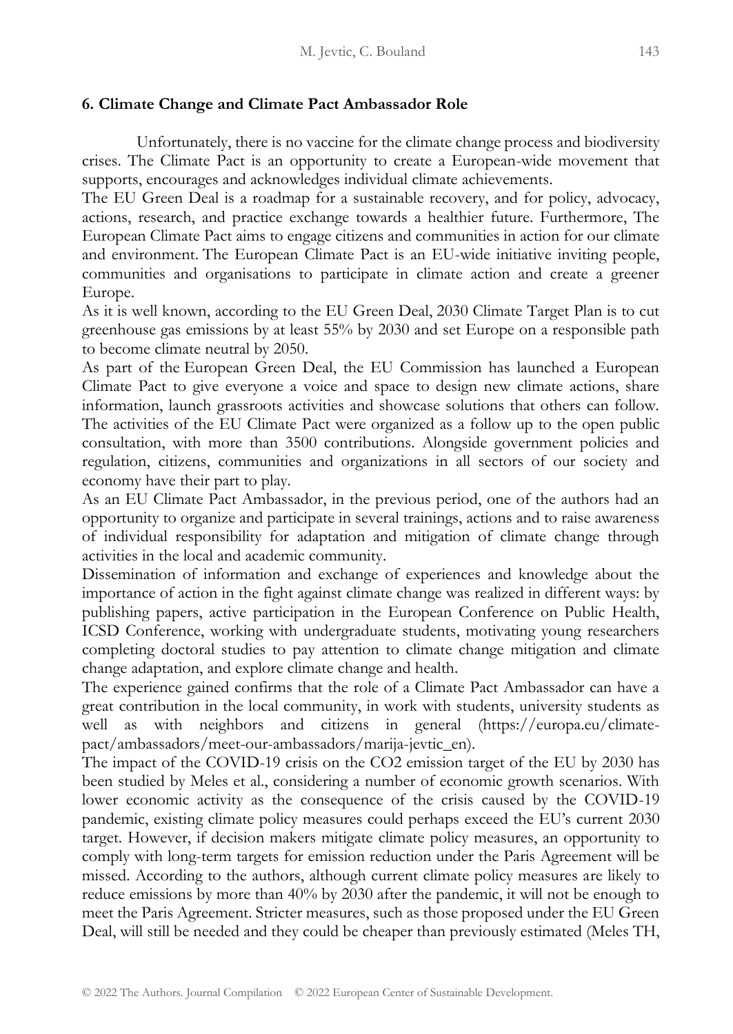## 6. Climate Change and Climate Pact Ambassador Role

Unfortunately, there is no vaccine for the climate change process and biodiversity crises. The Climate Pact is an opportunity to create a European-wide movement that supports, encourages and acknowledges individual climate achievements.

The EU Green Deal is a roadmap for a sustainable recovery, and for policy, advocacy, actions, research, and practice exchange towards a healthier future. Furthermore, The European Climate Pact aims to engage citizens and communities in action for our climate and environment. The European Climate Pact is an EU-wide initiative inviting people, communities and organisations to participate in climate action and create a greener Europe.

As it is well known, according to the EU Green Deal, 2030 Climate Target Plan is to cut greenhouse gas emissions by at least 55% by 2030 and set Europe on a responsible path to become climate neutral by 2050.

As part of the European Green Deal, the EU Commission has launched a European Climate Pact to give everyone a voice and space to design new climate actions, share information, launch grassroots activities and showcase solutions that others can follow. The activities of the EU Climate Pact were organized as a follow up to the open public consultation, with more than 3500 contributions. Alongside government policies and regulation, citizens, communities and organizations in all sectors of our society and economy have their part to play.

As an EU Climate Pact Ambassador, in the previous period, one of the authors had an opportunity to organize and participate in several trainings, actions and to raise awareness of individual responsibility for adaptation and mitigation of climate change through activities in the local and academic community.

Dissemination of information and exchange of experiences and knowledge about the importance of action in the fight against climate change was realized in different ways: by publishing papers, active participation in the European Conference on Public Health, ICSD Conference, working with undergraduate students, motivating young researchers completing doctoral studies to pay attention to climate change mitigation and climate change adaptation, and explore climate change and health.

The experience gained confirms that the role of a Climate Pact Ambassador can have a great contribution in the local community, in work with students, university students as well as with neighbors and citizens in general (https://europa.eu/climate-pact/ambassadors/meet-our-ambassadors/marija-jevtic_en).

The impact of the COVID-19 crisis on the $CO_2$ emission target of the EU by 2030 has been studied by Meles et al., considering a number of economic growth scenarios. With lower economic activity as the consequence of the crisis caused by the COVID-19 pandemic, existing climate policy measures could perhaps exceed the EU's current 2030 target. However, if decision makers mitigate climate policy measures, an opportunity to comply with long-term targets for emission reduction under the Paris Agreement will be missed. According to the authors, although current climate policy measures are likely to reduce emissions by more than 40% by 2030 after the pandemic, it will not be enough to meet the Paris Agreement. Stricter measures, such as those proposed under the EU Green Deal, will still be needed and they could be cheaper than previously estimated (Meles TH,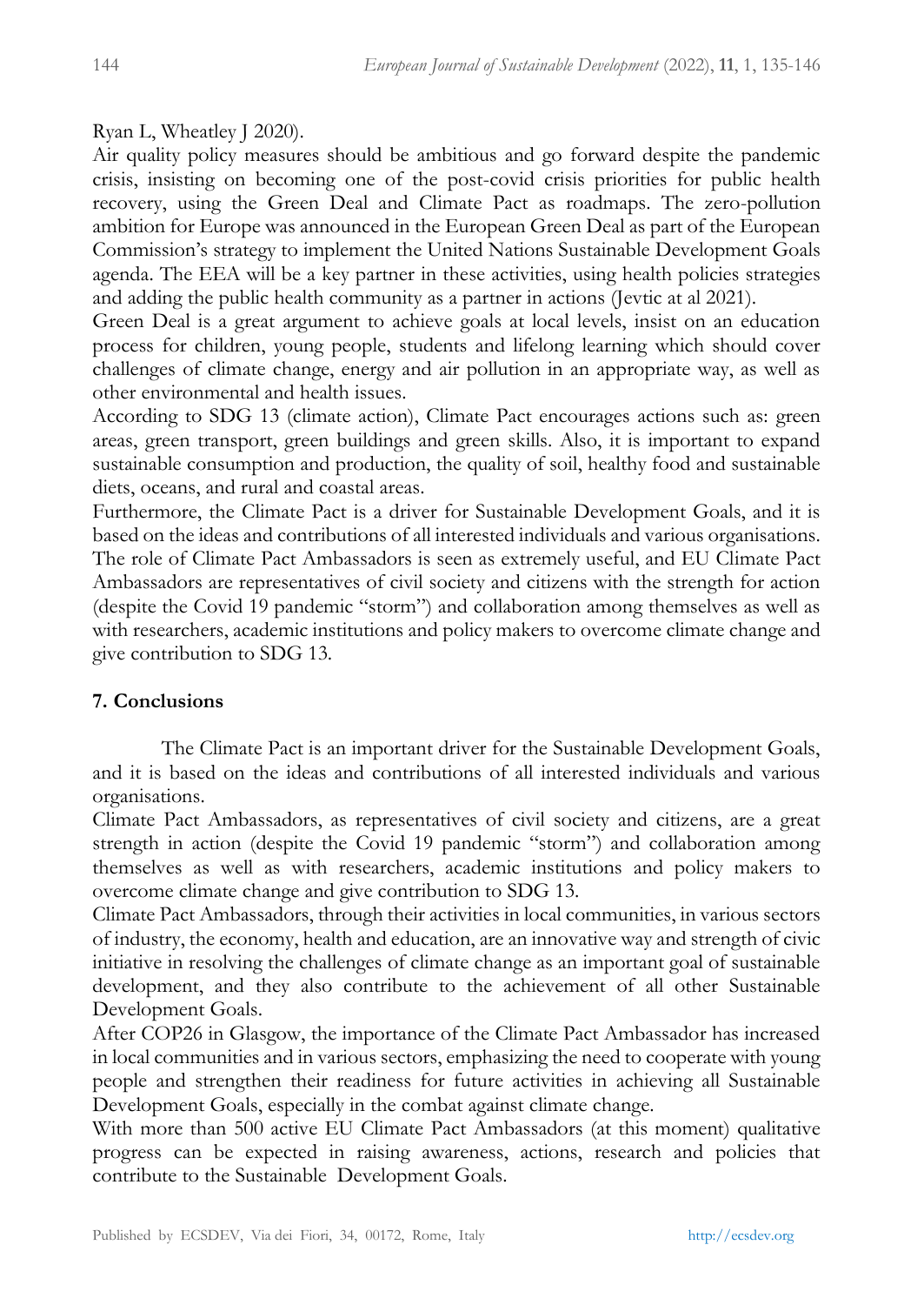Ryan L, Wheatley J 2020).

Air quality policy measures should be ambitious and go forward despite the pandemic crisis, insisting on becoming one of the post-covid crisis priorities for public health recovery, using the Green Deal and Climate Pact as roadmaps. The zero-pollution ambition for Europe was announced in the European Green Deal as part of the European Commission's strategy to implement the United Nations Sustainable Development Goals agenda. The EEA will be a key partner in these activities, using health policies strategies and adding the public health community as a partner in actions (Jevtic at al 2021).

Green Deal is a great argument to achieve goals at local levels, insist on an education process for children, young people, students and lifelong learning which should cover challenges of climate change, energy and air pollution in an appropriate way, as well as other environmental and health issues.

According to SDG 13 (climate action), Climate Pact encourages actions such as: green areas, green transport, green buildings and green skills. Also, it is important to expand sustainable consumption and production, the quality of soil, healthy food and sustainable diets, oceans, and rural and coastal areas.

Furthermore, the Climate Pact is a driver for Sustainable Development Goals, and it is based on the ideas and contributions of all interested individuals and various organisations. The role of Climate Pact Ambassadors is seen as extremely useful, and EU Climate Pact Ambassadors are representatives of civil society and citizens with the strength for action (despite the Covid 19 pandemic "storm") and collaboration among themselves as well as with researchers, academic institutions and policy makers to overcome climate change and give contribution to SDG 13.

## 7. Conclusions

The Climate Pact is an important driver for the Sustainable Development Goals, and it is based on the ideas and contributions of all interested individuals and various organisations.

Climate Pact Ambassadors, as representatives of civil society and citizens, are a great strength in action (despite the Covid 19 pandemic "storm") and collaboration among themselves as well as with researchers, academic institutions and policy makers to overcome climate change and give contribution to SDG 13.

Climate Pact Ambassadors, through their activities in local communities, in various sectors of industry, the economy, health and education, are an innovative way and strength of civic initiative in resolving the challenges of climate change as an important goal of sustainable development, and they also contribute to the achievement of all other Sustainable Development Goals.

After COP26 in Glasgow, the importance of the Climate Pact Ambassador has increased in local communities and in various sectors, emphasizing the need to cooperate with young people and strengthen their readiness for future activities in achieving all Sustainable Development Goals, especially in the combat against climate change.

With more than 500 active EU Climate Pact Ambassadors (at this moment) qualitative progress can be expected in raising awareness, actions, research and policies that contribute to the Sustainable Development Goals.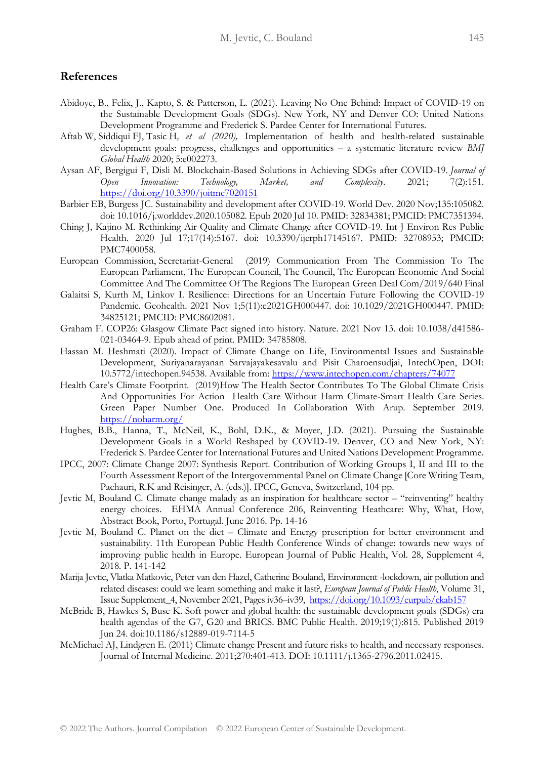## References

Abidoye, B., Felix, J., Kapto, S. & Patterson, L. (2021). Leaving No One Behind: Impact of COVID-19 on the Sustainable Development Goals (SDGs). New York, NY and Denver CO: United Nations Development Programme and Frederick S. Pardee Center for International Futures.

Aftab W, Siddiqui FJ, Tasic H*, et al (2020),* Implementation of health and health-related sustainable development goals: progress, challenges and opportunities – a systematic literature review *BMJ Global Health* 2020; 5:e002273.

Aysan AF, Bergigui F, Disli M. Blockchain-Based Solutions in Achieving SDGs after COVID-19. *Journal of Open Innovation: Technology, Market, and Complexity*. 2021; 7(2):151. https://doi.org/10.3390/joitmc7020151

Barbier EB, Burgess JC. Sustainability and development after COVID-19. World Dev. 2020 Nov;135:105082. doi: 10.1016/j.worlddev.2020.105082. Epub 2020 Jul 10. PMID: 32834381; PMCID: PMC7351394.

Ching J, Kajino M. Rethinking Air Quality and Climate Change after COVID-19. Int J Environ Res Public Health. 2020 Jul 17;17(14):5167. doi: 10.3390/ijerph17145167. PMID: 32708953; PMCID: PMC7400058.

European Commission, Secretariat-General (2019) Communication From The Commission To The European Parliament, The European Council, The Council, The European Economic And Social Committee And The Committee Of The Regions The European Green Deal Com/2019/640 Final

Galaitsi S, Kurth M, Linkov I. Resilience: Directions for an Uncertain Future Following the COVID-19 Pandemic. Geohealth. 2021 Nov 1;5(11):e2021GH000447. doi: 10.1029/2021GH000447. PMID: 34825121; PMCID: PMC8602081.

Graham F. COP26: Glasgow Climate Pact signed into history. Nature. 2021 Nov 13. doi: 10.1038/d41586-021-03464-9. Epub ahead of print. PMID: 34785808.

Hassan M. Heshmati (2020). Impact of Climate Change on Life, Environmental Issues and Sustainable Development, Suriyanarayanan Sarvajayakesavalu and Pisit Charoensudjai, IntechOpen, DOI: 10.5772/intechopen.94538. Available from: https://www.intechopen.com/chapters/74077

Health Care's Climate Footprint. (2019)How The Health Sector Contributes To The Global Climate Crisis And Opportunities For Action Health Care Without Harm Climate-Smart Health Care Series. Green Paper Number One. Produced In Collaboration With Arup. September 2019. https://noharm.org/

Hughes, B.B., Hanna, T., McNeil, K., Bohl, D.K., & Moyer, J.D. (2021). Pursuing the Sustainable Development Goals in a World Reshaped by COVID-19. Denver, CO and New York, NY: Frederick S. Pardee Center for International Futures and United Nations Development Programme.

IPCC, 2007: Climate Change 2007: Synthesis Report. Contribution of Working Groups I, II and III to the Fourth Assessment Report of the Intergovernmental Panel on Climate Change [Core Writing Team, Pachauri, R.K and Reisinger, A. (eds.)]. IPCC, Geneva, Switzerland, 104 pp.

Jevtic M, Bouland C. Climate change malady as an inspiration for healthcare sector – "reinventing" healthy energy choices. EHMA Annual Conference 206, Reinventing Heathcare: Why, What, How, Abstract Book, Porto, Portugal. June 2016. Pp. 14-16

Jevtic M, Bouland C. Planet on the diet – Climate and Energy prescription for better environment and sustainability. 11th European Public Health Conference Winds of change: towards new ways of improving public health in Europe. European Journal of Public Health, Vol. 28, Supplement 4, 2018. P. 141-142

Marija Jevtic, Vlatka Matkovic, Peter van den Hazel, Catherine Bouland, Environment -lockdown, air pollution and related diseases: could we learn something and make it last?, *European Journal of Public Health*, Volume 31, Issue Supplement_4, November 2021, Pages iv36–iv39, https://doi.org/10.1093/eurpub/ckab157

McBride B, Hawkes S, Buse K. Soft power and global health: the sustainable development goals (SDGs) era health agendas of the G7, G20 and BRICS. BMC Public Health. 2019;19(1):815. Published 2019 Jun 24. doi:10.1186/s12889-019-7114-5

McMichael AJ, Lindgren E. (2011) Climate change Present and future risks to health, and necessary responses. Journal of Internal Medicine. 2011;270:401-413. DOI: 10.1111/j.1365-2796.2011.02415.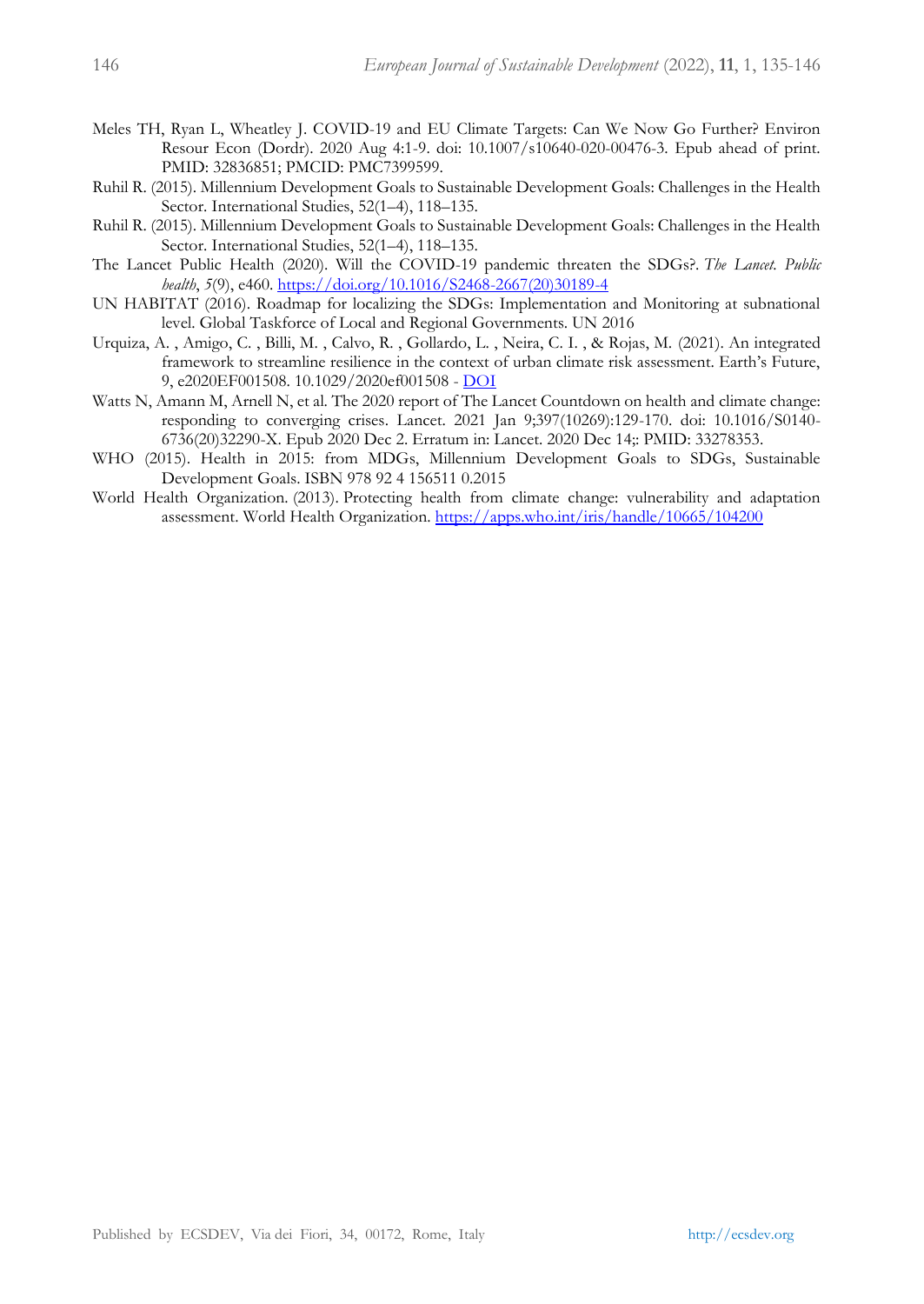Meles TH, Ryan L, Wheatley J. COVID-19 and EU Climate Targets: Can We Now Go Further? Environ Resour Econ (Dordr). 2020 Aug 4:1-9. doi: 10.1007/s10640-020-00476-3. Epub ahead of print. PMID: 32836851; PMCID: PMC7399599.

Ruhil R. (2015). Millennium Development Goals to Sustainable Development Goals: Challenges in the Health Sector. International Studies, 52(1–4), 118–135.

Ruhil R. (2015). Millennium Development Goals to Sustainable Development Goals: Challenges in the Health Sector. International Studies, 52(1–4), 118–135.

The Lancet Public Health (2020). Will the COVID-19 pandemic threaten the SDGs?. *The Lancet. Public health*, *5*(9), e460. https://doi.org/10.1016/S2468-2667(20)30189-4

UN HABITAT (2016). Roadmap for localizing the SDGs: Implementation and Monitoring at subnational level. Global Taskforce of Local and Regional Governments. UN 2016

Urquiza, A. , Amigo, C. , Billi, M. , Calvo, R. , Gollardo, L. , Neira, C. I. , & Rojas, M. (2021). An integrated framework to streamline resilience in the context of urban climate risk assessment. Earth's Future, 9, e2020EF001508. 10.1029/2020ef001508 - DOI

Watts N, Amann M, Arnell N, et al. The 2020 report of The Lancet Countdown on health and climate change: responding to converging crises. Lancet. 2021 Jan 9;397(10269):129-170. doi: 10.1016/S0140-6736(20)32290-X. Epub 2020 Dec 2. Erratum in: Lancet. 2020 Dec 14;: PMID: 33278353.

WHO (2015). Health in 2015: from MDGs, Millennium Development Goals to SDGs, Sustainable Development Goals. ISBN 978 92 4 156511 0.2015

World Health Organization. (2013). Protecting health from climate change: vulnerability and adaptation assessment. World Health Organization. https://apps.who.int/iris/handle/10665/104200